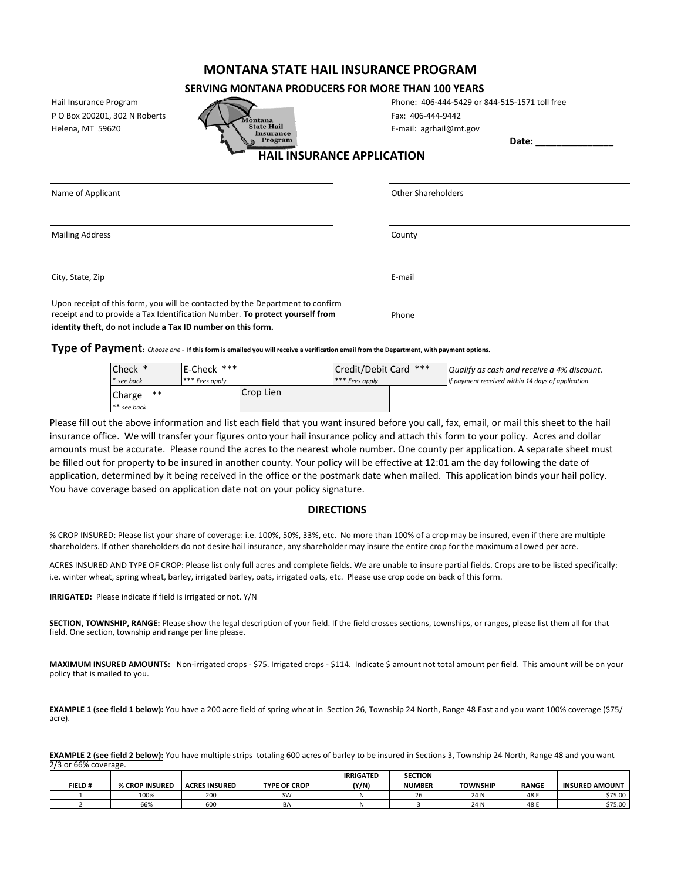# MONTANA STATE HAIL INSURANCE PROGRAM

**SERVING MONTANA PRODUCERS FOR MORE THAN 100 YEARS**

Hail Insurance Program
P O Box 200201, 302 N Roberts
Helena, MT 59620

Phone: 406-444-5429 or 844-515-1571 toll free
Fax: 406-444-9442
E-mail: agrhail@mt.gov

Montana State Hail Insurance Program

**Date: _______________**

## HAIL INSURANCE APPLICATION

Name of Applicant

Other Shareholders

Mailing Address

County

City, State, Zip

E-mail

Upon receipt of this form, you will be contacted by the Department to confirm receipt and to provide a Tax Identification Number. **To protect yourself from identity theft, do not include a Tax ID number on this form.**

Phone

**Type of Payment**: *Choose one* - **If this form is emailed you will receive a verification email from the Department, with payment options.**

| Check * <br> *\* see back* | E-Check *** <br> *\*\*\* Fees apply* | | Credit/Debit Card *** <br> *\*\*\* Fees apply* | *Qualify as cash and receive a 4% discount.* <br> *If payment received within 14 days of application.* |
|---|---|---|---|---|
| Charge ** <br> *\*\* see back* | | Crop Lien | | |

Please fill out the above information and list each field that you want insured before you call, fax, email, or mail this sheet to the hail insurance office. We will transfer your figures onto your hail insurance policy and attach this form to your policy. Acres and dollar amounts must be accurate. Please round the acres to the nearest whole number. One county per application. A separate sheet must be filled out for property to be insured in another county. Your policy will be effective at 12:01 am the day following the date of application, determined by it being received in the office or the postmark date when mailed. This application binds your hail policy. You have coverage based on application date not on your policy signature.

### DIRECTIONS

% CROP INSURED: Please list your share of coverage: i.e. 100%, 50%, 33%, etc. No more than 100% of a crop may be insured, even if there are multiple shareholders. If other shareholders do not desire hail insurance, any shareholder may insure the entire crop for the maximum allowed per acre.

ACRES INSURED AND TYPE OF CROP: Please list only full acres and complete fields. We are unable to insure partial fields. Crops are to be listed specifically: i.e. winter wheat, spring wheat, barley, irrigated barley, oats, irrigated oats, etc. Please use crop code on back of this form.

**IRRIGATED:** Please indicate if field is irrigated or not. Y/N

**SECTION, TOWNSHIP, RANGE:** Please show the legal description of your field. If the field crosses sections, townships, or ranges, please list them all for that field. One section, township and range per line please.

**MAXIMUM INSURED AMOUNTS:** Non-irrigated crops - $75. Irrigated crops - $114. Indicate $ amount not total amount per field. This amount will be on your policy that is mailed to you.

**EXAMPLE 1 (see field 1 below):** You have a 200 acre field of spring wheat in Section 26, Township 24 North, Range 48 East and you want 100% coverage ($75/acre).

**EXAMPLE 2 (see field 2 below):** You have multiple strips totaling 600 acres of barley to be insured in Sections 3, Township 24 North, Range 48 and you want 2/3 or 66% coverage.

| FIELD # | % CROP INSURED | ACRES INSURED | TYPE OF CROP | IRRIGATED (Y/N) | SECTION NUMBER | TOWNSHIP | RANGE | INSURED AMOUNT |
|---|---|---|---|---|---|---|---|---|
| 1 | 100% | 200 | SW | N | 26 | 24 N | 48 E | $75.00 |
| 2 | 66% | 600 | BA | N | 3 | 24 N | 48 E | $75.00 |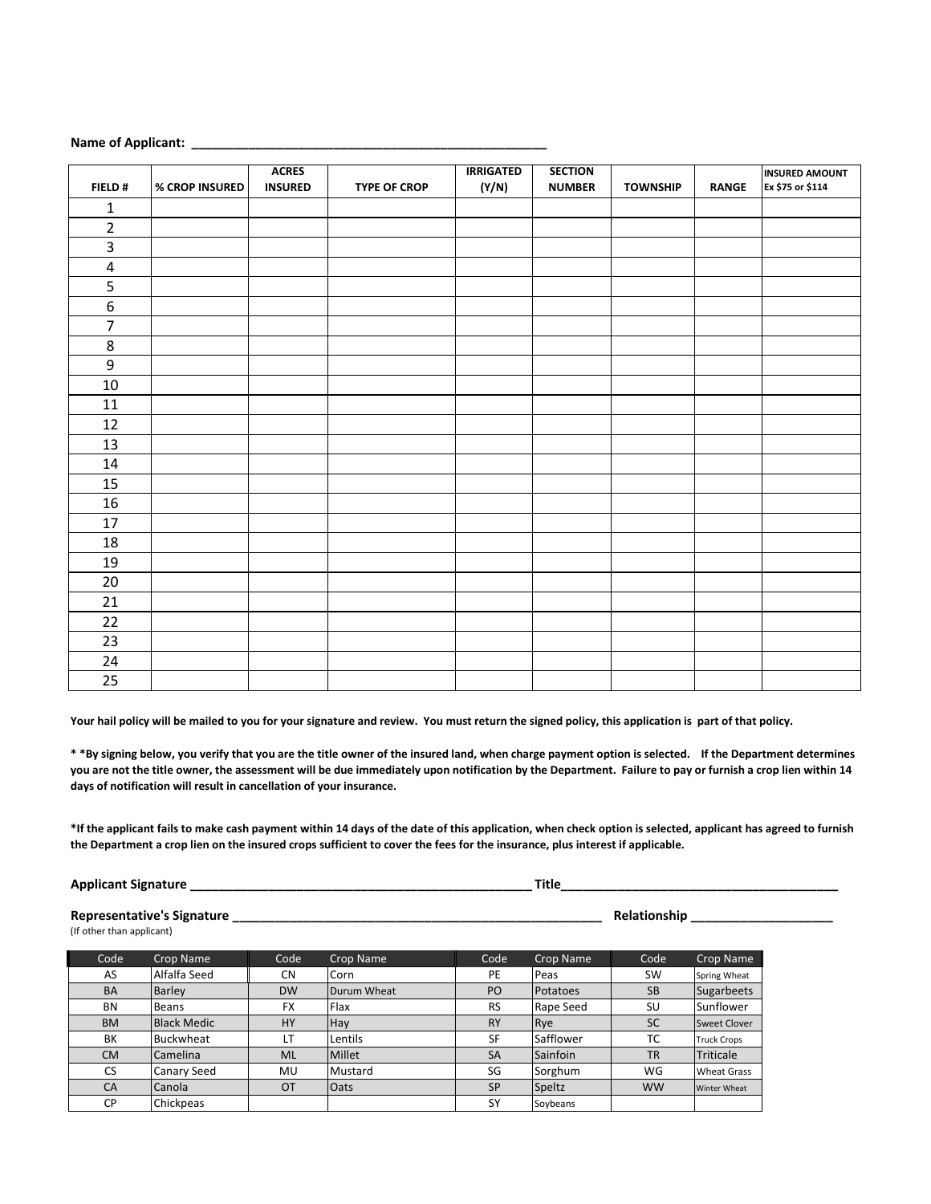**Name of Applicant: ___________________________________________________**

| FIELD # | % CROP INSURED | ACRES INSURED | TYPE OF CROP | IRRIGATED (Y/N) | SECTION NUMBER | TOWNSHIP | RANGE | INSURED AMOUNT Ex $75 or $114 |
|---|---|---|---|---|---|---|---|---|
| 1 | | | | | | | | |
| 2 | | | | | | | | |
| 3 | | | | | | | | |
| 4 | | | | | | | | |
| 5 | | | | | | | | |
| 6 | | | | | | | | |
| 7 | | | | | | | | |
| 8 | | | | | | | | |
| 9 | | | | | | | | |
| 10 | | | | | | | | |
| 11 | | | | | | | | |
| 12 | | | | | | | | |
| 13 | | | | | | | | |
| 14 | | | | | | | | |
| 15 | | | | | | | | |
| 16 | | | | | | | | |
| 17 | | | | | | | | |
| 18 | | | | | | | | |
| 19 | | | | | | | | |
| 20 | | | | | | | | |
| 21 | | | | | | | | |
| 22 | | | | | | | | |
| 23 | | | | | | | | |
| 24 | | | | | | | | |
| 25 | | | | | | | | |

**Your hail policy will be mailed to you for your signature and review. You must return the signed policy, this application is part of that policy.**

**\* \*By signing below, you verify that you are the title owner of the insured land, when charge payment option is selected. If the Department determines you are not the title owner, the assessment will be due immediately upon notification by the Department. Failure to pay or furnish a crop lien within 14 days of notification will result in cancellation of your insurance.**

**\*If the applicant fails to make cash payment within 14 days of the date of this application, when check option is selected, applicant has agreed to furnish the Department a crop lien on the insured crops sufficient to cover the fees for the insurance, plus interest if applicable.**

**Applicant Signature _________________________________________________ Title_________________________________________**

**Representative's Signature ____________________________________________________ Relationship ___________________**
(If other than applicant)

| Code | Crop Name | Code | Crop Name | Code | Crop Name | Code | Crop Name |
|---|---|---|---|---|---|---|---|
| AS | Alfalfa Seed | CN | Corn | PE | Peas | SW | Spring Wheat |
| BA | Barley | DW | Durum Wheat | PO | Potatoes | SB | Sugarbeets |
| BN | Beans | FX | Flax | RS | Rape Seed | SU | Sunflower |
| BM | Black Medic | HY | Hay | RY | Rye | SC | Sweet Clover |
| BK | Buckwheat | LT | Lentils | SF | Safflower | TC | Truck Crops |
| CM | Camelina | ML | Millet | SA | Sainfoin | TR | Triticale |
| CS | Canary Seed | MU | Mustard | SG | Sorghum | WG | Wheat Grass |
| CA | Canola | OT | Oats | SP | Speltz | WW | Winter Wheat |
| CP | Chickpeas | | | SY | Soybeans | | |